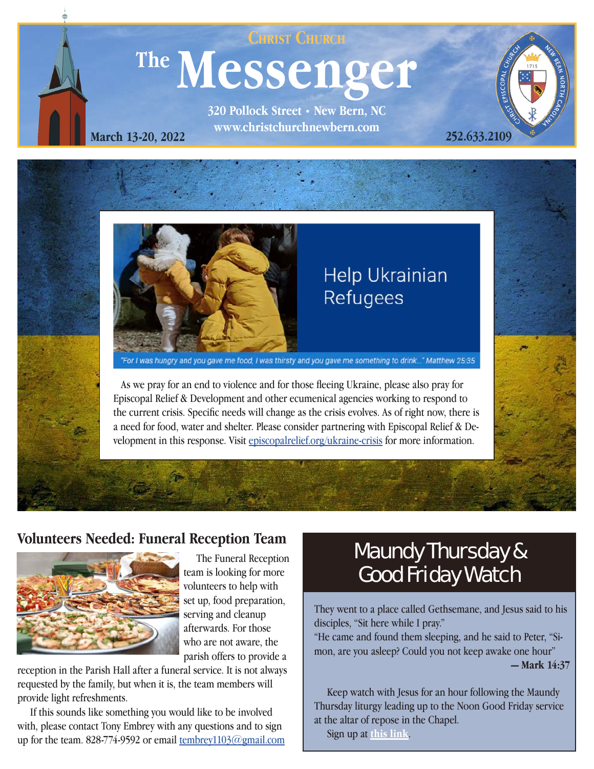Christ Church

# The Messenger

320 Pollock Street • New Bern, NC
www.christchurchnewbern.com

March 13-20, 2022

252.633.2109

## Help Ukrainian Refugees

*"For I was hungry and you gave me food, I was thirsty and you gave me something to drink..." Matthew 25:35*

As we pray for an end to violence and for those fleeing Ukraine, please also pray for Episcopal Relief & Development and other ecumenical agencies working to respond to the current crisis. Specific needs will change as the crisis evolves. As of right now, there is a need for food, water and shelter. Please consider partnering with Episcopal Relief & Development in this response. Visit episcopalrelief.org/ukraine-crisis for more information.

## Volunteers Needed: Funeral Reception Team

The Funeral Reception team is looking for more volunteers to help with set up, food preparation, serving and cleanup afterwards. For those who are not aware, the parish offers to provide a reception in the Parish Hall after a funeral service. It is not always requested by the family, but when it is, the team members will provide light refreshments.

If this sounds like something you would like to be involved with, please contact Tony Embrey with any questions and to sign up for the team. 828-774-9592 or email tembrey1103@gmail.com

## Maundy Thursday & Good Friday Watch

They went to a place called Gethsemane, and Jesus said to his disciples, "Sit here while I pray."
"He came and found them sleeping, and he said to Peter, "Simon, are you asleep? Could you not keep awake one hour"

**— Mark 14:37**

Keep watch with Jesus for an hour following the Maundy Thursday liturgy leading up to the Noon Good Friday service at the altar of repose in the Chapel.

Sign up at **this link**.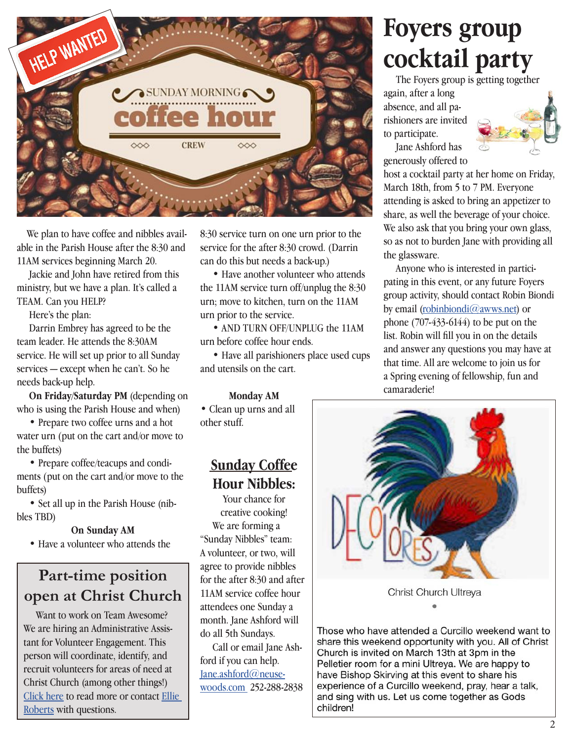HELP WANTED

SUNDAY MORNING

# coffee hour

CREW

We plan to have coffee and nibbles available in the Parish House after the 8:30 and 11AM services beginning March 20.

Jackie and John have retired from this ministry, but we have a plan. It's called a TEAM. Can you HELP?

Here's the plan:

Darrin Embrey has agreed to be the team leader. He attends the 8:30AM service. He will set up prior to all Sunday services — except when he can't. So he needs back-up help.

**On Friday/Saturday PM** (depending on who is using the Parish House and when)

- Prepare two coffee urns and a hot water urn (put on the cart and/or move to the buffets)
- Prepare coffee/teacups and condiments (put on the cart and/or move to the buffets)
- Set all up in the Parish House (nibbles TBD)

**On Sunday AM**

- Have a volunteer who attends the 8:30 service turn on one urn prior to the service for the after 8:30 crowd. (Darrin can do this but needs a back-up.)
- Have another volunteer who attends the 11AM service turn off/unplug the 8:30 urn; move to kitchen, turn on the 11AM urn prior to the service.
- AND TURN OFF/UNPLUG the 11AM urn before coffee hour ends.
- Have all parishioners place used cups and utensils on the cart.

**Monday AM**

- Clean up urns and all other stuff.

## Sunday Coffee Hour Nibbles:

Your chance for creative cooking!

We are forming a "Sunday Nibbles" team: A volunteer, or two, will agree to provide nibbles for the after 8:30 and after 11AM service coffee hour attendees one Sunday a month. Jane Ashford will do all 5th Sundays.

Call or email Jane Ashford if you can help. Jane.ashford@neuse-woods.com 252-288-2838

## Part-time position open at Christ Church

Want to work on Team Awesome? We are hiring an Administrative Assistant for Volunteer Engagement. This person will coordinate, identify, and recruit volunteers for areas of need at Christ Church (among other things!) Click here to read more or contact Ellie Roberts with questions.

# Foyers group cocktail party

The Foyers group is getting together again, after a long absence, and all parishioners are invited to participate.

Jane Ashford has generously offered to host a cocktail party at her home on Friday, March 18th, from 5 to 7 PM. Everyone attending is asked to bring an appetizer to share, as well the beverage of your choice. We also ask that you bring your own glass, so as not to burden Jane with providing all the glassware.

Anyone who is interested in participating in this event, or any future Foyers group activity, should contact Robin Biondi by email (robinbiondi@awws.net) or phone (707-433-6144) to be put on the list. Robin will fill you in on the details and answer any questions you may have at that time. All are welcome to join us for a Spring evening of fellowship, fun and camaraderie!

DE COLORES

Christ Church Ultreya

•

Those who have attended a Curcillo weekend want to share this weekend opportunity with you. All of Christ Church is invited on March 13th at 3pm in the Pelletier room for a mini Ultreya. We are happy to have Bishop Skirving at this event to share his experience of a Curcillo weekend, pray, hear a talk, and sing with us. Let us come together as Gods children!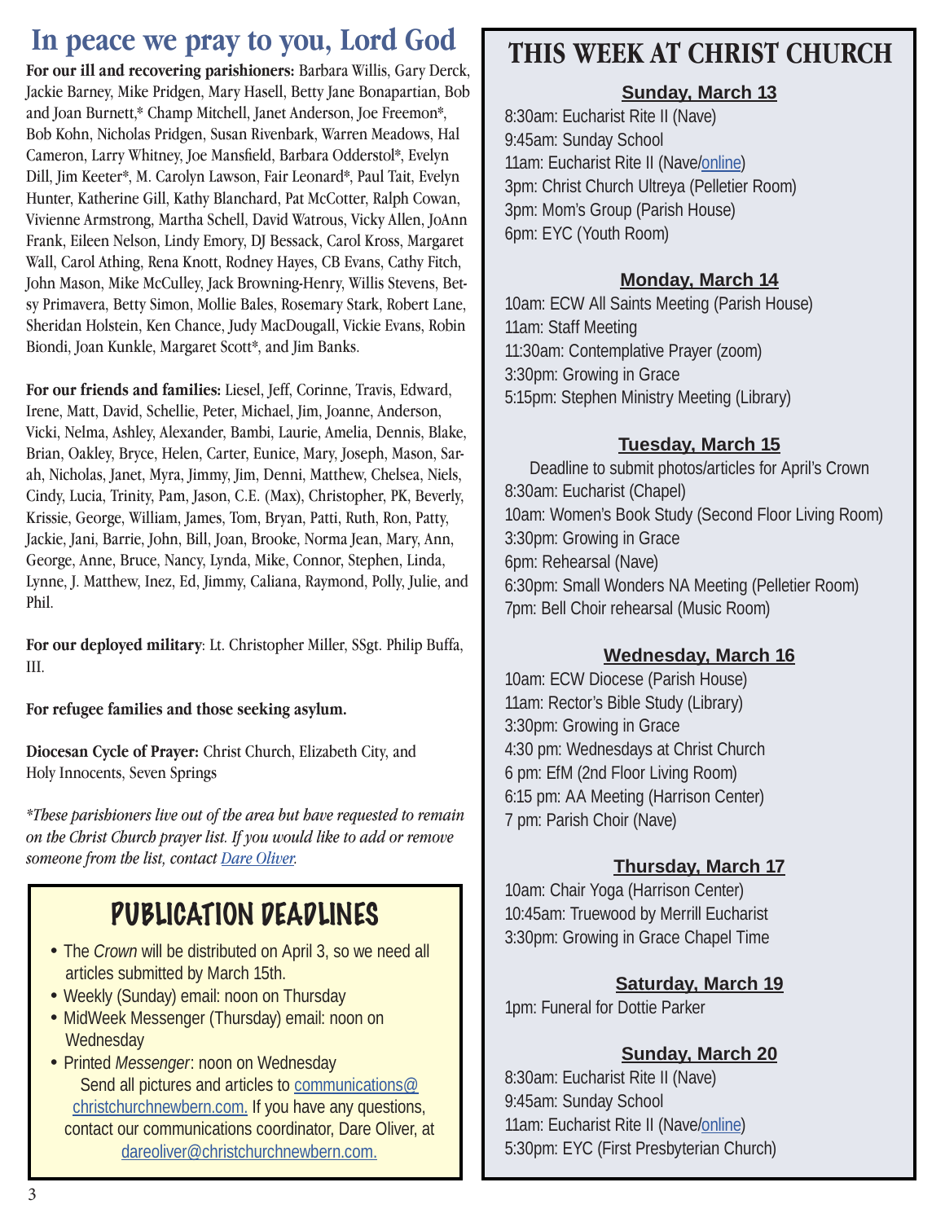# In peace we pray to you, Lord God

**For our ill and recovering parishioners:** Barbara Willis, Gary Derck, Jackie Barney, Mike Pridgen, Mary Hasell, Betty Jane Bonapartian, Bob and Joan Burnett,* Champ Mitchell, Janet Anderson, Joe Freemon*, Bob Kohn, Nicholas Pridgen, Susan Rivenbark, Warren Meadows, Hal Cameron, Larry Whitney, Joe Mansfield, Barbara Odderstol*, Evelyn Dill, Jim Keeter*, M. Carolyn Lawson, Fair Leonard*, Paul Tait, Evelyn Hunter, Katherine Gill, Kathy Blanchard, Pat McCotter, Ralph Cowan, Vivienne Armstrong, Martha Schell, David Watrous, Vicky Allen, JoAnn Frank, Eileen Nelson, Lindy Emory, DJ Bessack, Carol Kross, Margaret Wall, Carol Athing, Rena Knott, Rodney Hayes, CB Evans, Cathy Fitch, John Mason, Mike McCulley, Jack Browning-Henry, Willis Stevens, Betsy Primavera, Betty Simon, Mollie Bales, Rosemary Stark, Robert Lane, Sheridan Holstein, Ken Chance, Judy MacDougall, Vickie Evans, Robin Biondi, Joan Kunkle, Margaret Scott*, and Jim Banks.

**For our friends and families:** Liesel, Jeff, Corinne, Travis, Edward, Irene, Matt, David, Schellie, Peter, Michael, Jim, Joanne, Anderson, Vicki, Nelma, Ashley, Alexander, Bambi, Laurie, Amelia, Dennis, Blake, Brian, Oakley, Bryce, Helen, Carter, Eunice, Mary, Joseph, Mason, Sarah, Nicholas, Janet, Myra, Jimmy, Jim, Denni, Matthew, Chelsea, Niels, Cindy, Lucia, Trinity, Pam, Jason, C.E. (Max), Christopher, PK, Beverly, Krissie, George, William, James, Tom, Bryan, Patti, Ruth, Ron, Patty, Jackie, Jani, Barrie, John, Bill, Joan, Brooke, Norma Jean, Mary, Ann, George, Anne, Bruce, Nancy, Lynda, Mike, Connor, Stephen, Linda, Lynne, J. Matthew, Inez, Ed, Jimmy, Caliana, Raymond, Polly, Julie, and Phil.

**For our deployed military**: Lt. Christopher Miller, SSgt. Philip Buffa, III.

**For refugee families and those seeking asylum.**

**Diocesan Cycle of Prayer:** Christ Church, Elizabeth City, and Holy Innocents, Seven Springs

*\*These parishioners live out of the area but have requested to remain on the Christ Church prayer list. If you would like to add or remove someone from the list, contact Dare Oliver.*

## PUBLICATION DEADLINES

- The *Crown* will be distributed on April 3, so we need all articles submitted by March 15th.
- Weekly (Sunday) email: noon on Thursday
- MidWeek Messenger (Thursday) email: noon on Wednesday
- Printed *Messenger*: noon on Wednesday

Send all pictures and articles to communications@christchurchnewbern.com. If you have any questions, contact our communications coordinator, Dare Oliver, at dareoliver@christchurchnewbern.com.

## THIS WEEK AT CHRIST CHURCH

**Sunday, March 13**

8:30am: Eucharist Rite II (Nave)
9:45am: Sunday School
11am: Eucharist Rite II (Nave/online)
3pm: Christ Church Ultreya (Pelletier Room)
3pm: Mom's Group (Parish House)
6pm: EYC (Youth Room)

**Monday, March 14**

10am: ECW All Saints Meeting (Parish House)
11am: Staff Meeting
11:30am: Contemplative Prayer (zoom)
3:30pm: Growing in Grace
5:15pm: Stephen Ministry Meeting (Library)

**Tuesday, March 15**

Deadline to submit photos/articles for April's Crown
8:30am: Eucharist (Chapel)
10am: Women's Book Study (Second Floor Living Room)
3:30pm: Growing in Grace
6pm: Rehearsal (Nave)
6:30pm: Small Wonders NA Meeting (Pelletier Room)
7pm: Bell Choir rehearsal (Music Room)

**Wednesday, March 16**

10am: ECW Diocese (Parish House)
11am: Rector's Bible Study (Library)
3:30pm: Growing in Grace
4:30 pm: Wednesdays at Christ Church
6 pm: EfM (2nd Floor Living Room)
6:15 pm: AA Meeting (Harrison Center)
7 pm: Parish Choir (Nave)

**Thursday, March 17**

10am: Chair Yoga (Harrison Center)
10:45am: Truewood by Merrill Eucharist
3:30pm: Growing in Grace Chapel Time

**Saturday, March 19**

1pm: Funeral for Dottie Parker

**Sunday, March 20**

8:30am: Eucharist Rite II (Nave)
9:45am: Sunday School
11am: Eucharist Rite II (Nave/online)
5:30pm: EYC (First Presbyterian Church)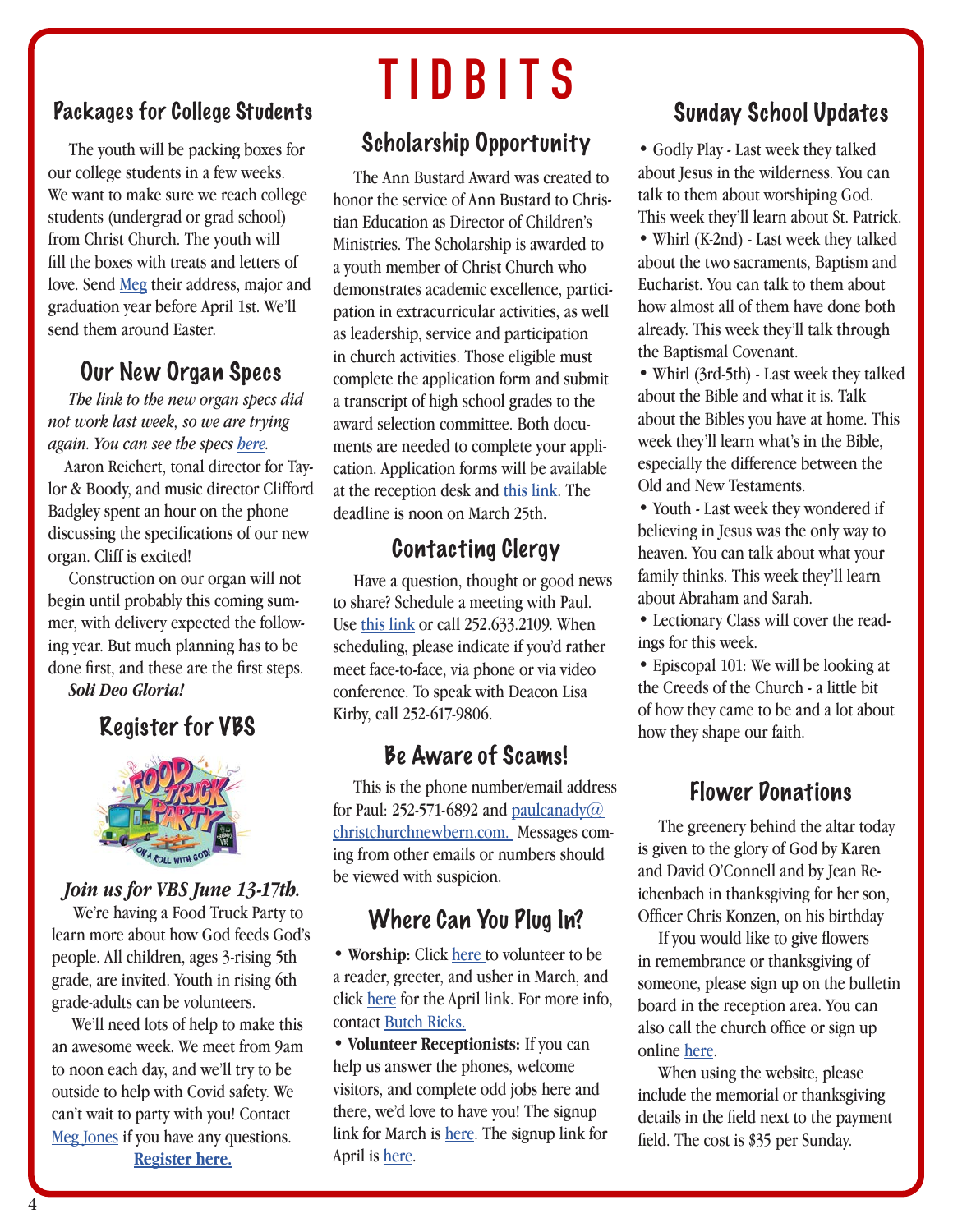# TIDBITS

## Packages for College Students

The youth will be packing boxes for our college students in a few weeks. We want to make sure we reach college students (undergrad or grad school) from Christ Church. The youth will fill the boxes with treats and letters of love. Send Meg their address, major and graduation year before April 1st. We'll send them around Easter.

## Our New Organ Specs

*The link to the new organ specs did not work last week, so we are trying again. You can see the specs here.*

Aaron Reichert, tonal director for Taylor & Boody, and music director Clifford Badgley spent an hour on the phone discussing the specifications of our new organ. Cliff is excited!

Construction on our organ will not begin until probably this coming summer, with delivery expected the following year. But much planning has to be done first, and these are the first steps.

***Soli Deo Gloria!***

## Register for VBS

***Join us for VBS June 13-17th.***

We're having a Food Truck Party to learn more about how God feeds God's people. All children, ages 3-rising 5th grade, are invited. Youth in rising 6th grade-adults can be volunteers.

We'll need lots of help to make this an awesome week. We meet from 9am to noon each day, and we'll try to be outside to help with Covid safety. We can't wait to party with you! Contact Meg Jones if you have any questions.

**Register here.**

## Scholarship Opportunity

The Ann Bustard Award was created to honor the service of Ann Bustard to Christian Education as Director of Children's Ministries. The Scholarship is awarded to a youth member of Christ Church who demonstrates academic excellence, participation in extracurricular activities, as well as leadership, service and participation in church activities. Those eligible must complete the application form and submit a transcript of high school grades to the award selection committee. Both documents are needed to complete your application. Application forms will be available at the reception desk and this link. The deadline is noon on March 25th.

## Contacting Clergy

Have a question, thought or good news to share? Schedule a meeting with Paul. Use this link or call 252.633.2109. When scheduling, please indicate if you'd rather meet face-to-face, via phone or via video conference. To speak with Deacon Lisa Kirby, call 252-617-9806.

## Be Aware of Scams!

This is the phone number/email address for Paul: 252-571-6892 and paulcanady@christchurchnewbern.com. Messages coming from other emails or numbers should be viewed with suspicion.

## Where Can You Plug In?

- **Worship:** Click here to volunteer to be a reader, greeter, and usher in March, and click here for the April link. For more info, contact Butch Ricks.
- **Volunteer Receptionists:** If you can help us answer the phones, welcome visitors, and complete odd jobs here and there, we'd love to have you! The signup link for March is here. The signup link for April is here.

## Sunday School Updates

- Godly Play - Last week they talked about Jesus in the wilderness. You can talk to them about worshiping God. This week they'll learn about St. Patrick.
- Whirl (K-2nd) - Last week they talked about the two sacraments, Baptism and Eucharist. You can talk to them about how almost all of them have done both already. This week they'll talk through the Baptismal Covenant.
- Whirl (3rd-5th) - Last week they talked about the Bible and what it is. Talk about the Bibles you have at home. This week they'll learn what's in the Bible, especially the difference between the Old and New Testaments.
- Youth - Last week they wondered if believing in Jesus was the only way to heaven. You can talk about what your family thinks. This week they'll learn about Abraham and Sarah.
- Lectionary Class will cover the readings for this week.
- Episcopal 101: We will be looking at the Creeds of the Church - a little bit of how they came to be and a lot about how they shape our faith.

## Flower Donations

The greenery behind the altar today is given to the glory of God by Karen and David O'Connell and by Jean Reichenbach in thanksgiving for her son, Officer Chris Konzen, on his birthday

If you would like to give flowers in remembrance or thanksgiving of someone, please sign up on the bulletin board in the reception area. You can also call the church office or sign up online here.

When using the website, please include the memorial or thanksgiving details in the field next to the payment field. The cost is $35 per Sunday.